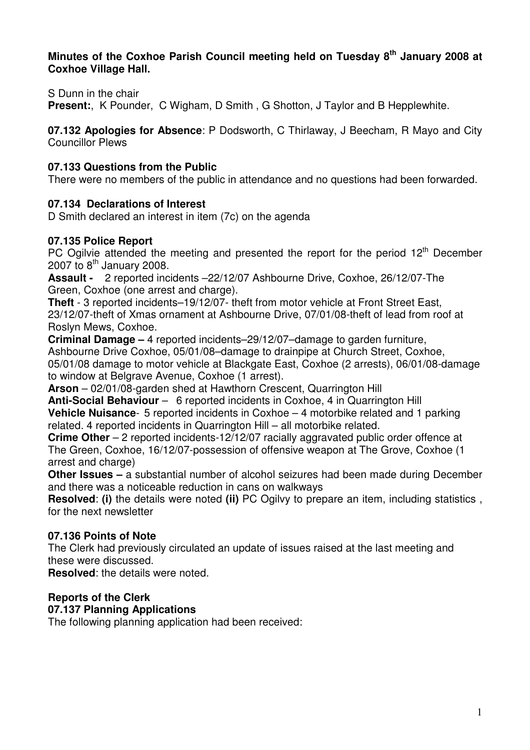**Minutes of the Coxhoe Parish Council meeting held on Tuesday 8th January 2008 at Coxhoe Village Hall.**

S Dunn in the chair
**Present:**, K Pounder, C Wigham, D Smith , G Shotton, J Taylor and B Hepplewhite.

**07.132 Apologies for Absence**: P Dodsworth, C Thirlaway, J Beecham, R Mayo and City Councillor Plews

**07.133 Questions from the Public**
There were no members of the public in attendance and no questions had been forwarded.

**07.134 Declarations of Interest**
D Smith declared an interest in item (7c) on the agenda

**07.135 Police Report**
PC Ogilvie attended the meeting and presented the report for the period 12th December 2007 to 8th January 2008.
**Assault -** 2 reported incidents –22/12/07 Ashbourne Drive, Coxhoe, 26/12/07-The Green, Coxhoe (one arrest and charge).
**Theft** - 3 reported incidents–19/12/07- theft from motor vehicle at Front Street East, 23/12/07-theft of Xmas ornament at Ashbourne Drive, 07/01/08-theft of lead from roof at Roslyn Mews, Coxhoe.
**Criminal Damage –** 4 reported incidents–29/12/07–damage to garden furniture, Ashbourne Drive Coxhoe, 05/01/08–damage to drainpipe at Church Street, Coxhoe, 05/01/08 damage to motor vehicle at Blackgate East, Coxhoe (2 arrests), 06/01/08-damage to window at Belgrave Avenue, Coxhoe (1 arrest).
**Arson** – 02/01/08-garden shed at Hawthorn Crescent, Quarrington Hill
**Anti-Social Behaviour** – 6 reported incidents in Coxhoe, 4 in Quarrington Hill
**Vehicle Nuisance**- 5 reported incidents in Coxhoe – 4 motorbike related and 1 parking related. 4 reported incidents in Quarrington Hill – all motorbike related.
**Crime Other** – 2 reported incidents-12/12/07 racially aggravated public order offence at The Green, Coxhoe, 16/12/07-possession of offensive weapon at The Grove, Coxhoe (1 arrest and charge)
**Other Issues –** a substantial number of alcohol seizures had been made during December and there was a noticeable reduction in cans on walkways
**Resolved**: **(i)** the details were noted **(ii)** PC Ogilvy to prepare an item, including statistics , for the next newsletter

**07.136 Points of Note**
The Clerk had previously circulated an update of issues raised at the last meeting and these were discussed.
**Resolved**: the details were noted.

**Reports of the Clerk**
**07.137 Planning Applications**
The following planning application had been received: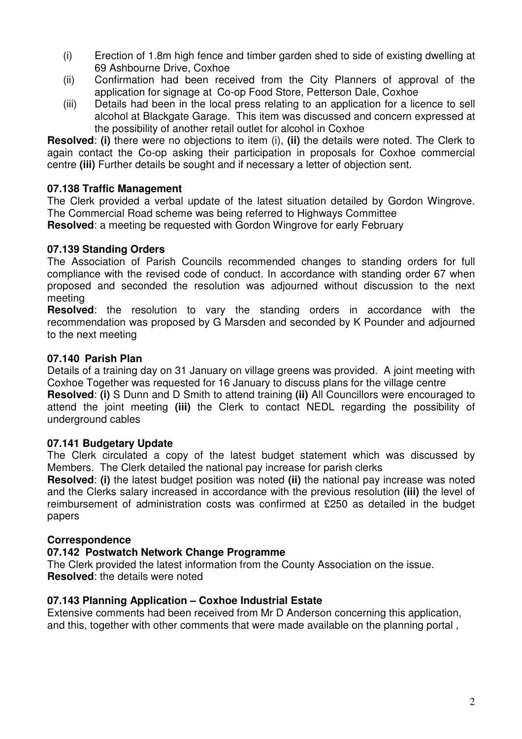(i) Erection of 1.8m high fence and timber garden shed to side of existing dwelling at 69 Ashbourne Drive, Coxhoe
(ii) Confirmation had been received from the City Planners of approval of the application for signage at Co-op Food Store, Petterson Dale, Coxhoe
(iii) Details had been in the local press relating to an application for a licence to sell alcohol at Blackgate Garage. This item was discussed and concern expressed at the possibility of another retail outlet for alcohol in Coxhoe

**Resolved**: **(i)** there were no objections to item (i), **(ii)** the details were noted. The Clerk to again contact the Co-op asking their participation in proposals for Coxhoe commercial centre **(iii)** Further details be sought and if necessary a letter of objection sent.

### 07.138 Traffic Management

The Clerk provided a verbal update of the latest situation detailed by Gordon Wingrove. The Commercial Road scheme was being referred to Highways Committee

**Resolved**: a meeting be requested with Gordon Wingrove for early February

### 07.139 Standing Orders

The Association of Parish Councils recommended changes to standing orders for full compliance with the revised code of conduct. In accordance with standing order 67 when proposed and seconded the resolution was adjourned without discussion to the next meeting

**Resolved**: the resolution to vary the standing orders in accordance with the recommendation was proposed by G Marsden and seconded by K Pounder and adjourned to the next meeting

### 07.140 Parish Plan

Details of a training day on 31 January on village greens was provided. A joint meeting with Coxhoe Together was requested for 16 January to discuss plans for the village centre

**Resolved**: **(i)** S Dunn and D Smith to attend training **(ii)** All Councillors were encouraged to attend the joint meeting **(iii)** the Clerk to contact NEDL regarding the possibility of underground cables

### 07.141 Budgetary Update

The Clerk circulated a copy of the latest budget statement which was discussed by Members. The Clerk detailed the national pay increase for parish clerks

**Resolved**: **(i)** the latest budget position was noted **(ii)** the national pay increase was noted and the Clerks salary increased in accordance with the previous resolution **(iii)** the level of reimbursement of administration costs was confirmed at £250 as detailed in the budget papers

## Correspondence

### 07.142 Postwatch Network Change Programme

The Clerk provided the latest information from the County Association on the issue.

**Resolved**: the details were noted

### 07.143 Planning Application – Coxhoe Industrial Estate

Extensive comments had been received from Mr D Anderson concerning this application, and this, together with other comments that were made available on the planning portal ,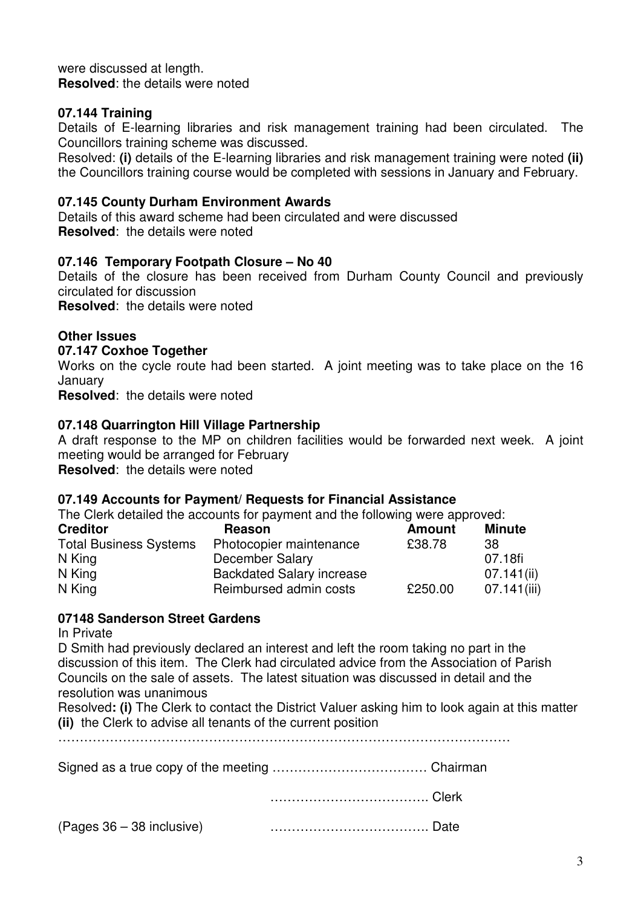were discussed at length.
**Resolved**: the details were noted

### 07.144 Training

Details of E-learning libraries and risk management training had been circulated. The Councillors training scheme was discussed.

Resolved: **(i)** details of the E-learning libraries and risk management training were noted **(ii)** the Councillors training course would be completed with sessions in January and February.

### 07.145 County Durham Environment Awards

Details of this award scheme had been circulated and were discussed
**Resolved**: the details were noted

### 07.146 Temporary Footpath Closure – No 40

Details of the closure has been received from Durham County Council and previously circulated for discussion
**Resolved**: the details were noted

## Other Issues

### 07.147 Coxhoe Together

Works on the cycle route had been started. A joint meeting was to take place on the 16 January
**Resolved**: the details were noted

### 07.148 Quarrington Hill Village Partnership

A draft response to the MP on children facilities would be forwarded next week. A joint meeting would be arranged for February
**Resolved**: the details were noted

### 07.149 Accounts for Payment/ Requests for Financial Assistance

The Clerk detailed the accounts for payment and the following were approved:

| Creditor | Reason | Amount | Minute |
|---|---|---|---|
| Total Business Systems | Photocopier maintenance | £38.78 | 38 |
| N King | December Salary | | 07.18fi |
| N King | Backdated Salary increase | | 07.141(ii) |
| N King | Reimbursed admin costs | £250.00 | 07.141(iii) |

### 07148 Sanderson Street Gardens

In Private

D Smith had previously declared an interest and left the room taking no part in the discussion of this item. The Clerk had circulated advice from the Association of Parish Councils on the sale of assets. The latest situation was discussed in detail and the resolution was unanimous

Resolved**: (i)** The Clerk to contact the District Valuer asking him to look again at this matter **(ii)** the Clerk to advise all tenants of the current position

…………………………………………………………………………………………

Signed as a true copy of the meeting ……………………………… Chairman

……………………………… Clerk

(Pages 36 – 38 inclusive) ……………………………… Date